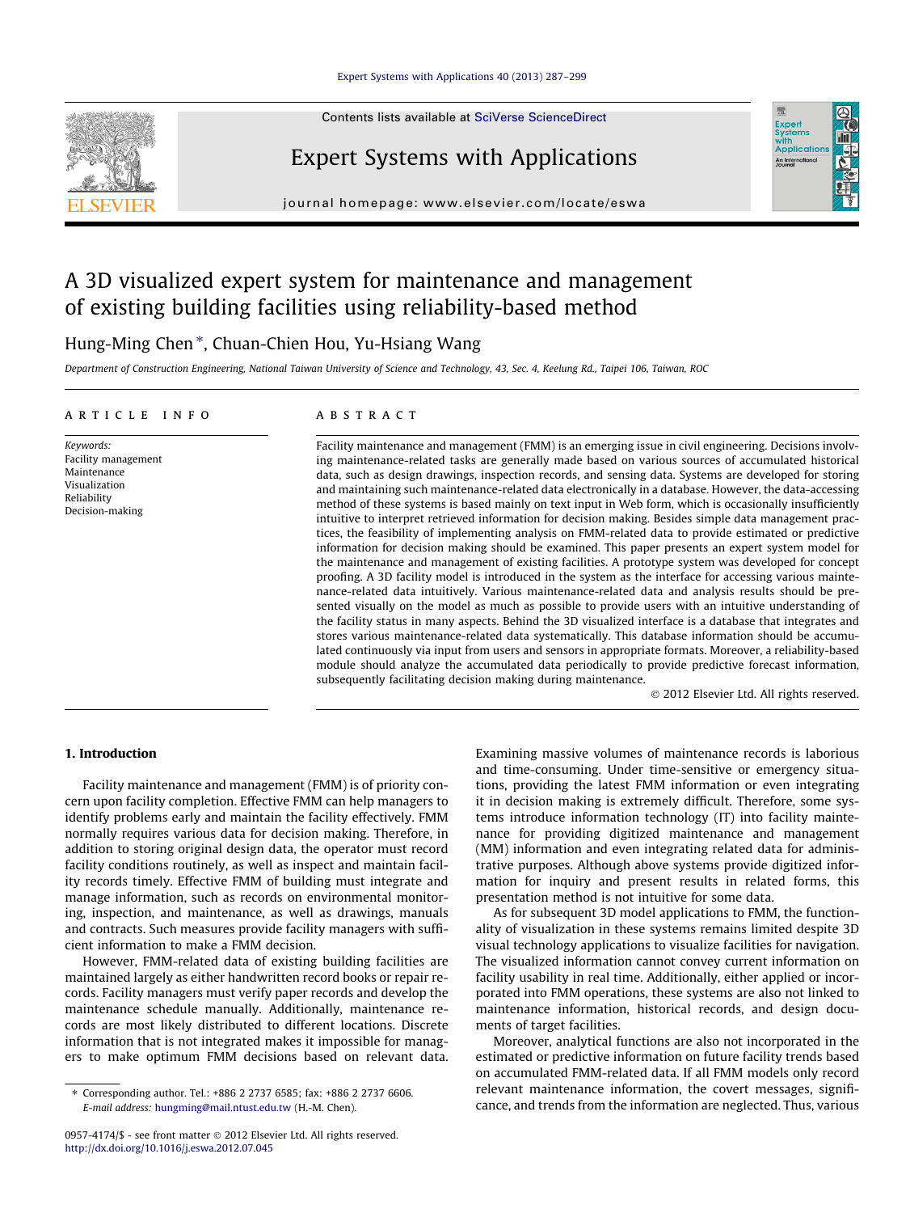# A 3D visualized expert system for maintenance and management of existing building facilities using reliability-based method

Hung-Ming Chen *, Chuan-Chien Hou, Yu-Hsiang Wang

*Department of Construction Engineering, National Taiwan University of Science and Technology, 43, Sec. 4, Keelung Rd., Taipei 106, Taiwan, ROC*

## ARTICLE INFO

*Keywords:*
Facility management
Maintenance
Visualization
Reliability
Decision-making

## ABSTRACT

Facility maintenance and management (FMM) is an emerging issue in civil engineering. Decisions involving maintenance-related tasks are generally made based on various sources of accumulated historical data, such as design drawings, inspection records, and sensing data. Systems are developed for storing and maintaining such maintenance-related data electronically in a database. However, the data-accessing method of these systems is based mainly on text input in Web form, which is occasionally insufficiently intuitive to interpret retrieved information for decision making. Besides simple data management practices, the feasibility of implementing analysis on FMM-related data to provide estimated or predictive information for decision making should be examined. This paper presents an expert system model for the maintenance and management of existing facilities. A prototype system was developed for concept proofing. A 3D facility model is introduced in the system as the interface for accessing various maintenance-related data intuitively. Various maintenance-related data and analysis results should be presented visually on the model as much as possible to provide users with an intuitive understanding of the facility status in many aspects. Behind the 3D visualized interface is a database that integrates and stores various maintenance-related data systematically. This database information should be accumulated continuously via input from users and sensors in appropriate formats. Moreover, a reliability-based module should analyze the accumulated data periodically to provide predictive forecast information, subsequently facilitating decision making during maintenance.

© 2012 Elsevier Ltd. All rights reserved.

## 1. Introduction

Facility maintenance and management (FMM) is of priority concern upon facility completion. Effective FMM can help managers to identify problems early and maintain the facility effectively. FMM normally requires various data for decision making. Therefore, in addition to storing original design data, the operator must record facility conditions routinely, as well as inspect and maintain facility records timely. Effective FMM of building must integrate and manage information, such as records on environmental monitoring, inspection, and maintenance, as well as drawings, manuals and contracts. Such measures provide facility managers with sufficient information to make a FMM decision.

However, FMM-related data of existing building facilities are maintained largely as either handwritten record books or repair records. Facility managers must verify paper records and develop the maintenance schedule manually. Additionally, maintenance records are most likely distributed to different locations. Discrete information that is not integrated makes it impossible for managers to make optimum FMM decisions based on relevant data. Examining massive volumes of maintenance records is laborious and time-consuming. Under time-sensitive or emergency situations, providing the latest FMM information or even integrating it in decision making is extremely difficult. Therefore, some systems introduce information technology (IT) into facility maintenance for providing digitized maintenance and management (MM) information and even integrating related data for administrative purposes. Although above systems provide digitized information for inquiry and present results in related forms, this presentation method is not intuitive for some data.

As for subsequent 3D model applications to FMM, the functionality of visualization in these systems remains limited despite 3D visual technology applications to visualize facilities for navigation. The visualized information cannot convey current information on facility usability in real time. Additionally, either applied or incorporated into FMM operations, these systems are also not linked to maintenance information, historical records, and design documents of target facilities.

Moreover, analytical functions are also not incorporated in the estimated or predictive information on future facility trends based on accumulated FMM-related data. If all FMM models only record relevant maintenance information, the covert messages, significance, and trends from the information are neglected. Thus, various

---

* Corresponding author. Tel.: +886 2 2737 6585; fax: +886 2 2737 6606.
*E-mail address:* hungming@mail.ntust.edu.tw (H.-M. Chen).

0957-4174/$ - see front matter © 2012 Elsevier Ltd. All rights reserved.
http://dx.doi.org/10.1016/j.eswa.2012.07.045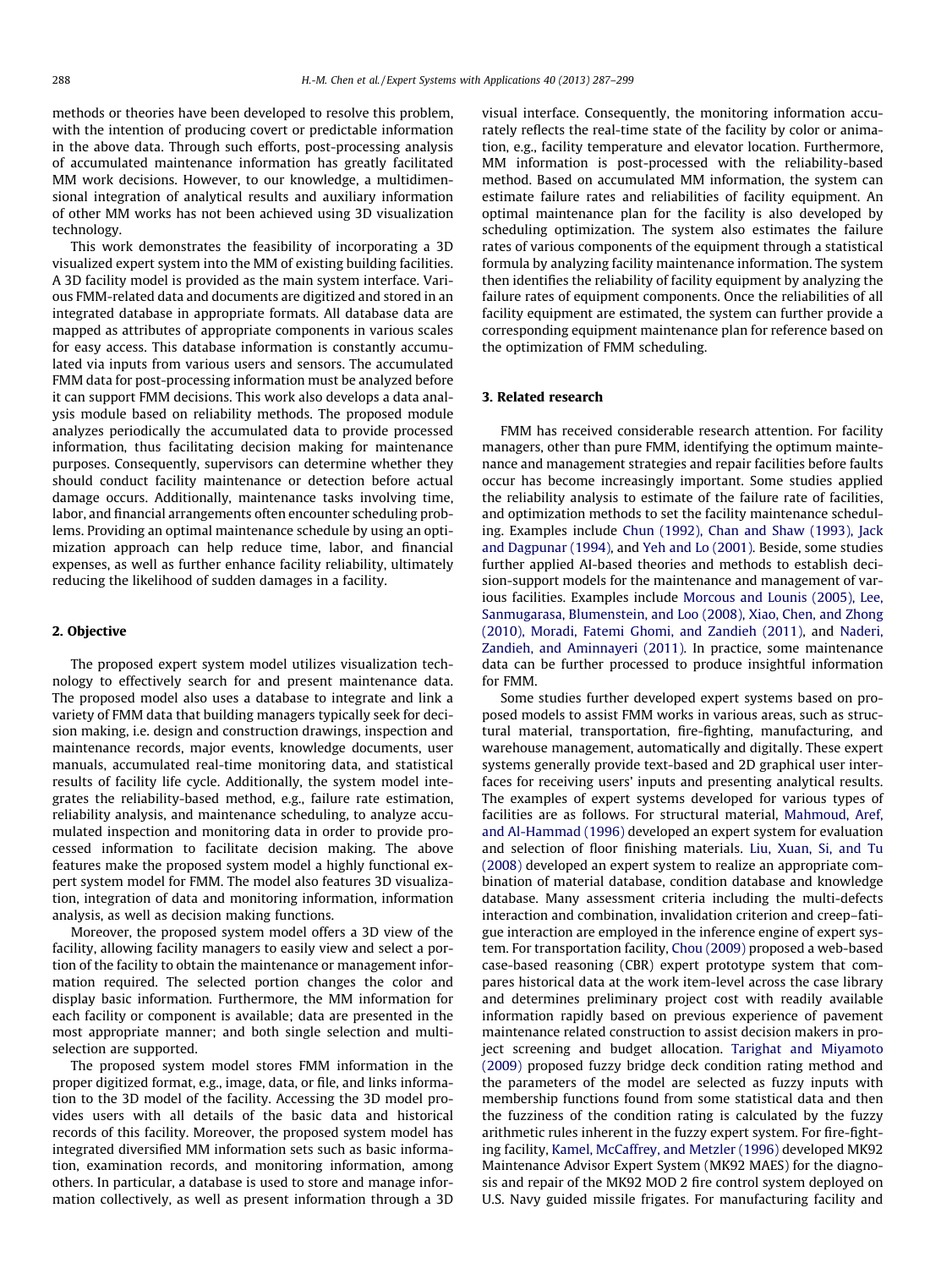methods or theories have been developed to resolve this problem, with the intention of producing covert or predictable information in the above data. Through such efforts, post-processing analysis of accumulated maintenance information has greatly facilitated MM work decisions. However, to our knowledge, a multidimensional integration of analytical results and auxiliary information of other MM works has not been achieved using 3D visualization technology.

This work demonstrates the feasibility of incorporating a 3D visualized expert system into the MM of existing building facilities. A 3D facility model is provided as the main system interface. Various FMM-related data and documents are digitized and stored in an integrated database in appropriate formats. All database data are mapped as attributes of appropriate components in various scales for easy access. This database information is constantly accumulated via inputs from various users and sensors. The accumulated FMM data for post-processing information must be analyzed before it can support FMM decisions. This work also develops a data analysis module based on reliability methods. The proposed module analyzes periodically the accumulated data to provide processed information, thus facilitating decision making for maintenance purposes. Consequently, supervisors can determine whether they should conduct facility maintenance or detection before actual damage occurs. Additionally, maintenance tasks involving time, labor, and financial arrangements often encounter scheduling problems. Providing an optimal maintenance schedule by using an optimization approach can help reduce time, labor, and financial expenses, as well as further enhance facility reliability, ultimately reducing the likelihood of sudden damages in a facility.

## 2. Objective

The proposed expert system model utilizes visualization technology to effectively search for and present maintenance data. The proposed model also uses a database to integrate and link a variety of FMM data that building managers typically seek for decision making, i.e. design and construction drawings, inspection and maintenance records, major events, knowledge documents, user manuals, accumulated real-time monitoring data, and statistical results of facility life cycle. Additionally, the system model integrates the reliability-based method, e.g., failure rate estimation, reliability analysis, and maintenance scheduling, to analyze accumulated inspection and monitoring data in order to provide processed information to facilitate decision making. The above features make the proposed system model a highly functional expert system model for FMM. The model also features 3D visualization, integration of data and monitoring information, information analysis, as well as decision making functions.

Moreover, the proposed system model offers a 3D view of the facility, allowing facility managers to easily view and select a portion of the facility to obtain the maintenance or management information required. The selected portion changes the color and display basic information. Furthermore, the MM information for each facility or component is available; data are presented in the most appropriate manner; and both single selection and multi-selection are supported.

The proposed system model stores FMM information in the proper digitized format, e.g., image, data, or file, and links information to the 3D model of the facility. Accessing the 3D model provides users with all details of the basic data and historical records of this facility. Moreover, the proposed system model has integrated diversified MM information sets such as basic information, examination records, and monitoring information, among others. In particular, a database is used to store and manage information collectively, as well as present information through a 3D visual interface. Consequently, the monitoring information accurately reflects the real-time state of the facility by color or animation, e.g., facility temperature and elevator location. Furthermore, MM information is post-processed with the reliability-based method. Based on accumulated MM information, the system can estimate failure rates and reliabilities of facility equipment. An optimal maintenance plan for the facility is also developed by scheduling optimization. The system also estimates the failure rates of various components of the equipment through a statistical formula by analyzing facility maintenance information. The system then identifies the reliability of facility equipment by analyzing the failure rates of equipment components. Once the reliabilities of all facility equipment are estimated, the system can further provide a corresponding equipment maintenance plan for reference based on the optimization of FMM scheduling.

## 3. Related research

FMM has received considerable research attention. For facility managers, other than pure FMM, identifying the optimum maintenance and management strategies and repair facilities before faults occur has become increasingly important. Some studies applied the reliability analysis to estimate of the failure rate of facilities, and optimization methods to set the facility maintenance scheduling. Examples include Chun (1992), Chan and Shaw (1993), Jack and Dagpunar (1994), and Yeh and Lo (2001). Beside, some studies further applied AI-based theories and methods to establish decision-support models for the maintenance and management of various facilities. Examples include Morcous and Lounis (2005), Lee, Sanmugarasa, Blumenstein, and Loo (2008), Xiao, Chen, and Zhong (2010), Moradi, Fatemi Ghomi, and Zandieh (2011), and Naderi, Zandieh, and Aminnayeri (2011). In practice, some maintenance data can be further processed to produce insightful information for FMM.

Some studies further developed expert systems based on proposed models to assist FMM works in various areas, such as structural material, transportation, fire-fighting, manufacturing, and warehouse management, automatically and digitally. These expert systems generally provide text-based and 2D graphical user interfaces for receiving users' inputs and presenting analytical results. The examples of expert systems developed for various types of facilities are as follows. For structural material, Mahmoud, Aref, and Al-Hammad (1996) developed an expert system for evaluation and selection of floor finishing materials. Liu, Xuan, Si, and Tu (2008) developed an expert system to realize an appropriate combination of material database, condition database and knowledge database. Many assessment criteria including the multi-defects interaction and combination, invalidation criterion and creep–fatigue interaction are employed in the inference engine of expert system. For transportation facility, Chou (2009) proposed a web-based case-based reasoning (CBR) expert prototype system that compares historical data at the work item-level across the case library and determines preliminary project cost with readily available information rapidly based on previous experience of pavement maintenance related construction to assist decision makers in project screening and budget allocation. Tarighat and Miyamoto (2009) proposed fuzzy bridge deck condition rating method and the parameters of the model are selected as fuzzy inputs with membership functions found from some statistical data and then the fuzziness of the condition rating is calculated by the fuzzy arithmetic rules inherent in the fuzzy expert system. For fire-fighting facility, Kamel, McCaffrey, and Metzler (1996) developed MK92 Maintenance Advisor Expert System (MK92 MAES) for the diagnosis and repair of the MK92 MOD 2 fire control system deployed on U.S. Navy guided missile frigates. For manufacturing facility and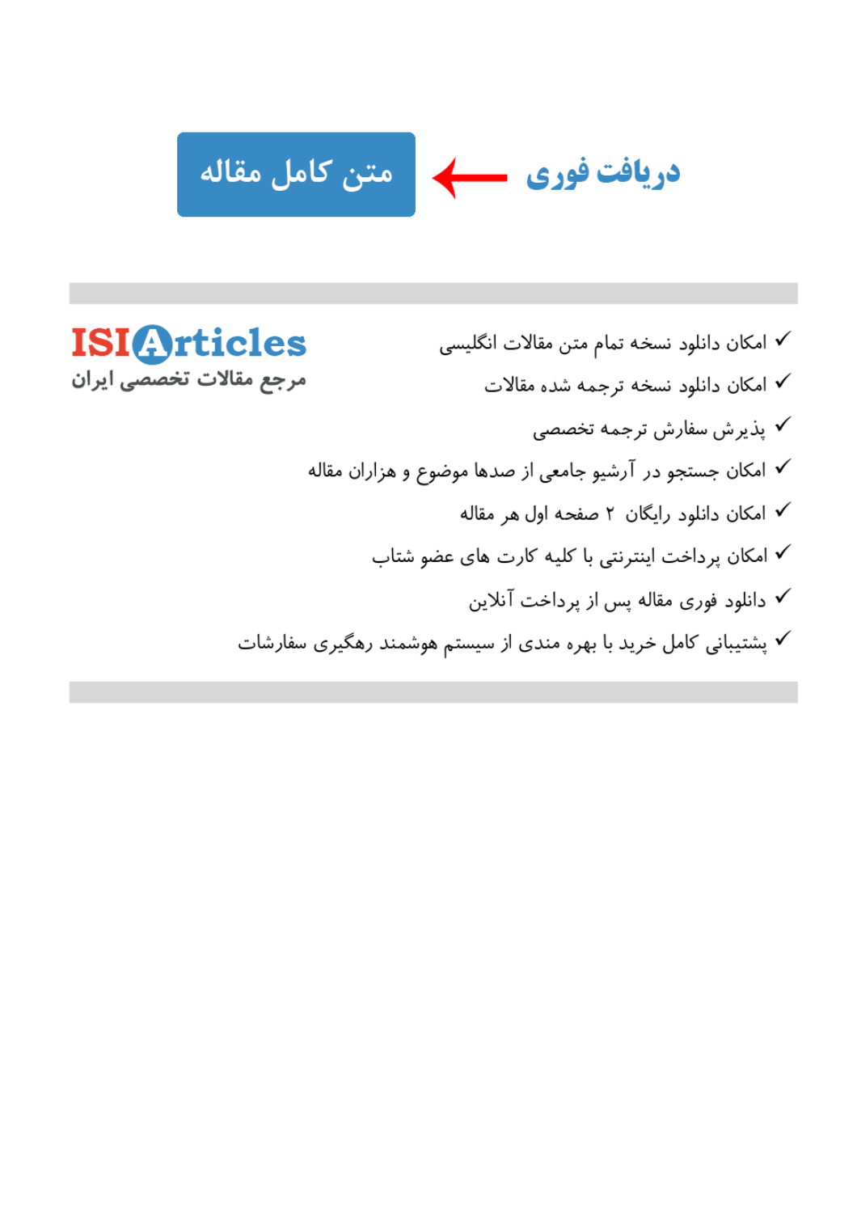دریافت فوری ← متن کامل مقاله

**ISIArticles**
مرجع مقالات تخصصی ایران

- ✓ امکان دانلود نسخه تمام متن مقالات انگلیسی
- ✓ امکان دانلود نسخه ترجمه شده مقالات
- ✓ پذیرش سفارش ترجمه تخصصی
- ✓ امکان جستجو در آرشیو جامعی از صدها موضوع و هزاران مقاله
- ✓ امکان دانلود رایگان ۲ صفحه اول هر مقاله
- ✓ امکان پرداخت اینترنتی با کلیه کارت های عضو شتاب
- ✓ دانلود فوری مقاله پس از پرداخت آنلاین
- ✓ پشتیبانی کامل خرید با بهره مندی از سیستم هوشمند رهگیری سفارشات